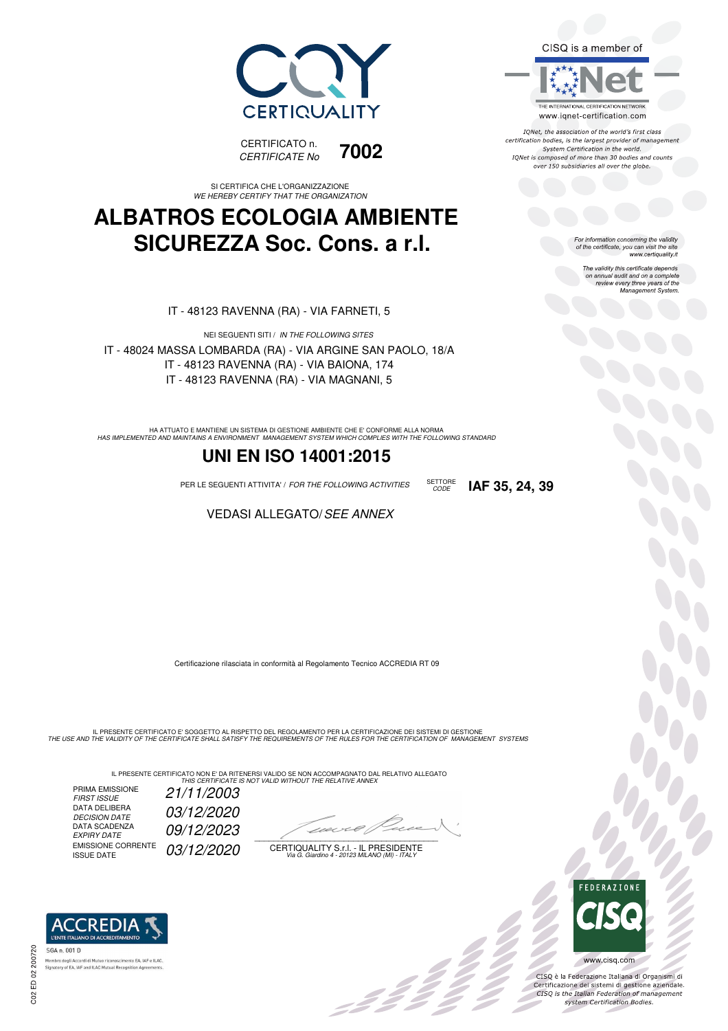CERTIQUALITY

CERTIFICATO n. / *CERTIFICATE No* **7002**

CISQ is a member of IQNet

THE INTERNATIONAL CERTIFICATION NETWORK
www.iqnet-certification.com

*IQNet, the association of the world's first class certification bodies, is the largest provider of management System Certification in the world. IQNet is composed of more than 30 bodies and counts over 150 subsidiaries all over the globe.*

*For information concerning the validity of the certificate, you can visit the site www.certiquality.it*

*The validity this certificate depends on annual audit and on a complete review every three years of the Management System.*

SI CERTIFICA CHE L'ORGANIZZAZIONE
*WE HEREBY CERTIFY THAT THE ORGANIZATION*

# ALBATROS ECOLOGIA AMBIENTE SICUREZZA Soc. Cons. a r.l.

IT - 48123 RAVENNA (RA) - VIA FARNETI, 5

NEI SEGUENTI SITI / *IN THE FOLLOWING SITES*

IT - 48024 MASSA LOMBARDA (RA) - VIA ARGINE SAN PAOLO, 18/A
IT - 48123 RAVENNA (RA) - VIA BAIONA, 174
IT - 48123 RAVENNA (RA) - VIA MAGNANI, 5

HA ATTUATO E MANTIENE UN SISTEMA DI GESTIONE AMBIENTE CHE E' CONFORME ALLA NORMA
*HAS IMPLEMENTED AND MAINTAINS A ENVIRONMENT MANAGEMENT SYSTEM WHICH COMPLIES WITH THE FOLLOWING STANDARD*

## UNI EN ISO 14001:2015

PER LE SEGUENTI ATTIVITA' / *FOR THE FOLLOWING ACTIVITIES* SETTORE / *CODE* **IAF 35, 24, 39**

VEDASI ALLEGATO/ *SEE ANNEX*

Certificazione rilasciata in conformità al Regolamento Tecnico ACCREDIA RT 09

IL PRESENTE CERTIFICATO E' SOGGETTO AL RISPETTO DEL REGOLAMENTO PER LA CERTIFICAZIONE DEI SISTEMI DI GESTIONE
*THE USE AND THE VALIDITY OF THE CERTIFICATE SHALL SATISFY THE REQUIREMENTS OF THE RULES FOR THE CERTIFICATION OF MANAGEMENT SYSTEMS*

IL PRESENTE CERTIFICATO NON E' DA RITENERSI VALIDO SE NON ACCOMPAGNATO DAL RELATIVO ALLEGATO
*THIS CERTIFICATE IS NOT VALID WITHOUT THE RELATIVE ANNEX*

| | |
|---|---|
| PRIMA EMISSIONE / *FIRST ISSUE* | *21/11/2003* |
| DATA DELIBERA / *DECISION DATE* | *03/12/2020* |
| DATA SCADENZA / *EXPIRY DATE* | *09/12/2023* |
| EMISSIONE CORRENTE / ISSUE DATE | *03/12/2020* |

CERTIQUALITY S.r.l. - IL PRESIDENTE
*Via G. Giardino 4 - 20123 MILANO (MI) - ITALY*

ACCREDIA L'ENTE ITALIANO DI ACCREDITAMENTO
SGA n. 001 D
Membro degli Accordi di Mutuo riconoscimento EA, IAF e ILAC.
Signatory of EA, IAF and ILAC Mutual Recognition Agreements.

C02 ED 02 200720

FEDERAZIONE CISQ
www.cisq.com

CISQ è la Federazione Italiana di Organismi di Certificazione dei sistemi di gestione aziendale.
*CISQ is the Italian Federation of management system Certification Bodies.*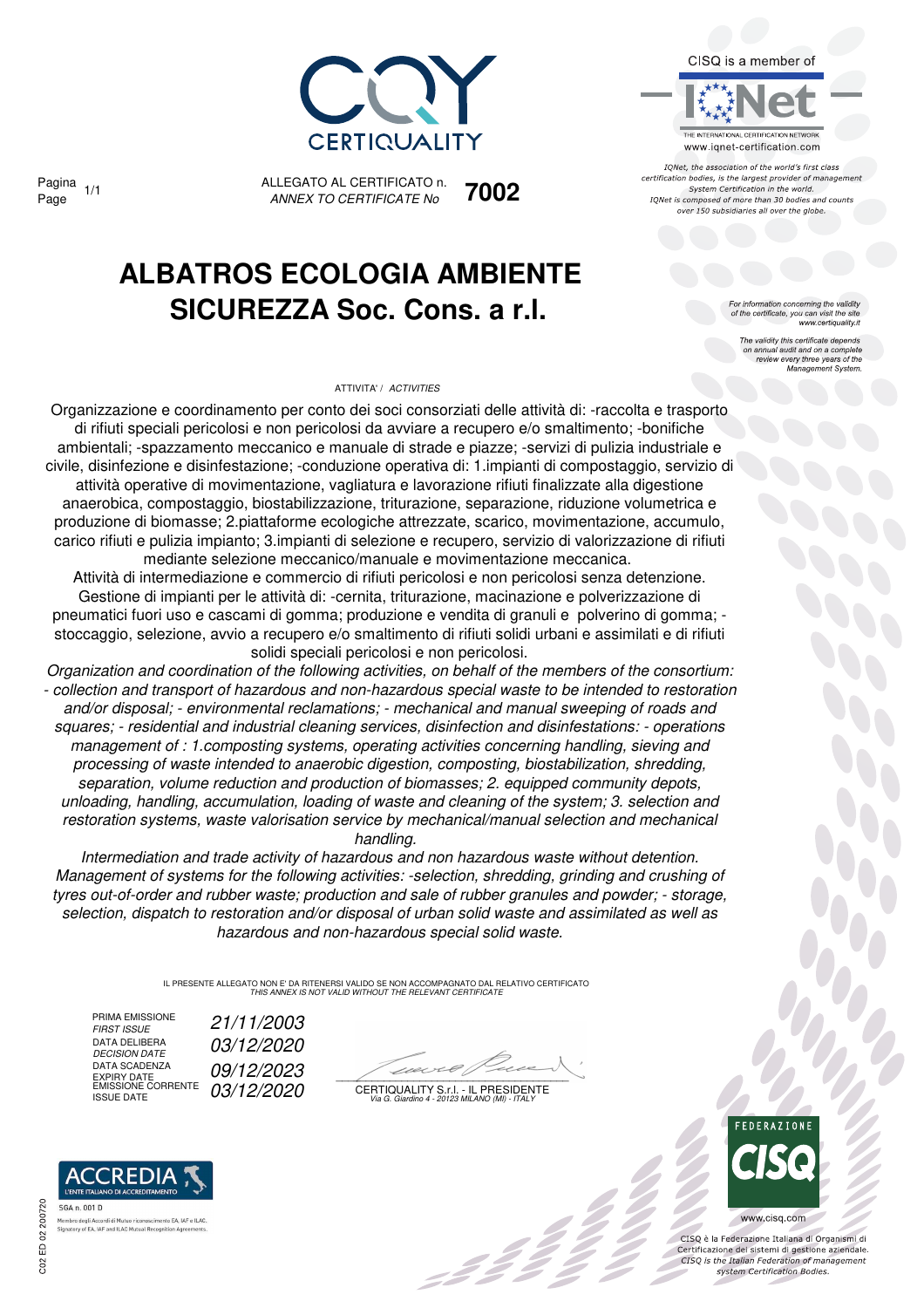CERTIQUALITY

CISQ is a member of

IQNet

THE INTERNATIONAL CERTIFICATION NETWORK
www.iqnet-certification.com

*IQNet, the association of the world's first class certification bodies, is the largest provider of management System Certification in the world. IQNet is composed of more than 30 bodies and counts over 150 subsidiaries all over the globe.*

ALLEGATO AL CERTIFICATO n. **7002**
*ANNEX TO CERTIFICATE No*

# ALBATROS ECOLOGIA AMBIENTE SICUREZZA Soc. Cons. a r.l.

*For information concerning the validity of the certificate, you can visit the site www.certiquality.it*

*The validity this certificate depends on annual audit and on a complete review every three years of the Management System.*

ATTIVITA' / *ACTIVITIES*

Organizzazione e coordinamento per conto dei soci consorziati delle attività di: -raccolta e trasporto di rifiuti speciali pericolosi e non pericolosi da avviare a recupero e/o smaltimento; -bonifiche ambientali; -spazzamento meccanico e manuale di strade e piazze; -servizi di pulizia industriale e civile, disinfezione e disinfestazione; -conduzione operativa di: 1.impianti di compostaggio, servizio di attività operative di movimentazione, vagliatura e lavorazione rifiuti finalizzate alla digestione anaerobica, compostaggio, biostabilizzazione, triturazione, separazione, riduzione volumetrica e produzione di biomasse; 2.piattaforme ecologiche attrezzate, scarico, movimentazione, accumulo, carico rifiuti e pulizia impianto; 3.impianti di selezione e recupero, servizio di valorizzazione di rifiuti mediante selezione meccanico/manuale e movimentazione meccanica.
Attività di intermediazione e commercio di rifiuti pericolosi e non pericolosi senza detenzione.
Gestione di impianti per le attività di: -cernita, triturazione, macinazione e polverizzazione di pneumatici fuori uso e cascami di gomma; produzione e vendita di granuli e polverino di gomma; -stoccaggio, selezione, avvio a recupero e/o smaltimento di rifiuti solidi urbani e assimilati e di rifiuti solidi speciali pericolosi e non pericolosi.

*Organization and coordination of the following activities, on behalf of the members of the consortium: - collection and transport of hazardous and non-hazardous special waste to be intended to restoration and/or disposal; - environmental reclamations; - mechanical and manual sweeping of roads and squares; - residential and industrial cleaning services, disinfection and disinfestations: - operations management of : 1.composting systems, operating activities concerning handling, sieving and processing of waste intended to anaerobic digestion, composting, biostabilization, shredding, separation, volume reduction and production of biomasses; 2. equipped community depots, unloading, handling, accumulation, loading of waste and cleaning of the system; 3. selection and restoration systems, waste valorisation service by mechanical/manual selection and mechanical handling.*
*Intermediation and trade activity of hazardous and non hazardous waste without detention.*
*Management of systems for the following activities: -selection, shredding, grinding and crushing of tyres out-of-order and rubber waste; production and sale of rubber granules and powder; - storage, selection, dispatch to restoration and/or disposal of urban solid waste and assimilated as well as hazardous and non-hazardous special solid waste.*

IL PRESENTE ALLEGATO NON E' DA RITENERSI VALIDO SE NON ACCOMPAGNATO DAL RELATIVO CERTIFICATO
*THIS ANNEX IS NOT VALID WITHOUT THE RELEVANT CERTIFICATE*

| | |
|---|---|
| PRIMA EMISSIONE / *FIRST ISSUE* | *21/11/2003* |
| DATA DELIBERA / *DECISION DATE* | *03/12/2020* |
| DATA SCADENZA / *EXPIRY DATE* | *09/12/2023* |
| EMISSIONE CORRENTE / *ISSUE DATE* | *03/12/2020* |

CERTIQUALITY S.r.l. - IL PRESIDENTE
*Via G. Giardino 4 - 20123 MILANO (MI) - ITALY*

ACCREDIA
L'ENTE ITALIANO DI ACCREDITAMENTO
SGA n. 001 D
Membro degli Accordi di Mutuo riconoscimento EA, IAF e ILAC.
Signatory of EA, IAF and ILAC Mutual Recognition Agreements.

FEDERAZIONE CISQ
www.cisq.com

CISQ è la Federazione Italiana di Organismi di Certificazione dei sistemi di gestione aziendale.
*CISQ is the Italian Federation of management system Certification Bodies.*

C02 ED 02 200720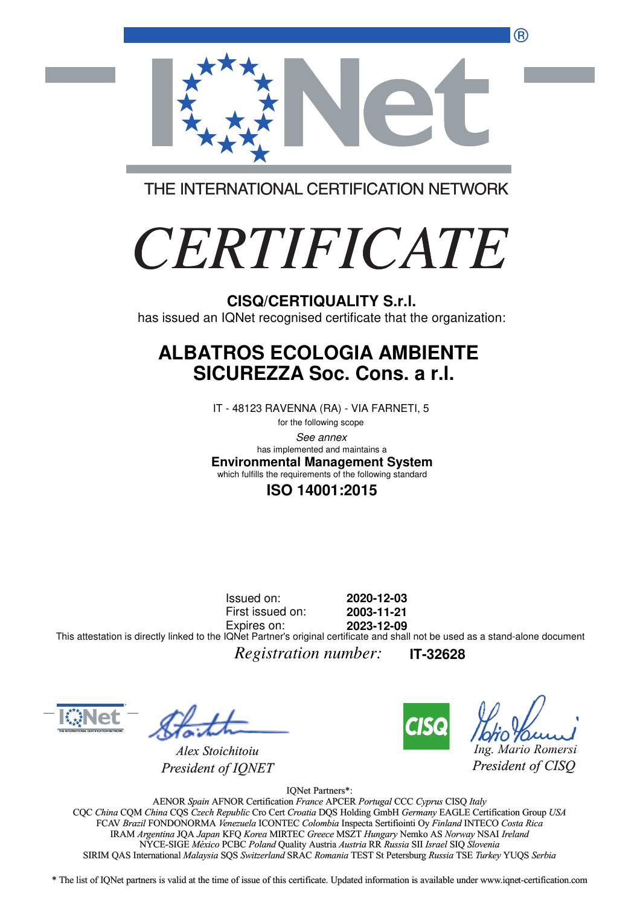THE INTERNATIONAL CERTIFICATION NETWORK

# *CERTIFICATE*

**CISQ/CERTIQUALITY S.r.l.**
has issued an IQNet recognised certificate that the organization:

## ALBATROS ECOLOGIA AMBIENTE SICUREZZA Soc. Cons. a r.l.

IT - 48123 RAVENNA (RA) - VIA FARNETI, 5

for the following scope

*See annex*

has implemented and maintains a

**Environmental Management System**

which fulfills the requirements of the following standard

**ISO 14001:2015**

| | |
|---|---|
| Issued on: | **2020-12-03** |
| First issued on: | **2003-11-21** |
| Expires on: | **2023-12-09** |

This attestation is directly linked to the IQNet Partner's original certificate and shall not be used as a stand-alone document

*Registration number:* **IT-32628**

*Alex Stoichitoiu*
*President of IQNET*

*Ing. Mario Romersi*
*President of CISQ*

IQNet Partners*:

AENOR *Spain* AFNOR Certification *France* APCER *Portugal* CCC *Cyprus* CISQ *Italy*
CQC *China* CQM *China* CQS *Czech Republic* Cro Cert *Croatia* DQS Holding GmbH *Germany* EAGLE Certification Group *USA*
FCAV *Brazil* FONDONORMA *Venezuela* ICONTEC *Colombia* Inspecta Sertifiointi Oy *Finland* INTECO *Costa Rica*
IRAM *Argentina* JQA *Japan* KFQ *Korea* MIRTEC *Greece* MSZT *Hungary* Nemko AS *Norway* NSAI *Ireland*
NYCE-SIGE *México* PCBC *Poland* Quality Austria *Austria* RR *Russia* SII *Israel* SIQ *Slovenia*
SIRIM QAS International *Malaysia* SQS *Switzerland* SRAC *Romania* TEST St Petersburg *Russia* TSE *Turkey* YUQS *Serbia*

* The list of IQNet partners is valid at the time of issue of this certificate. Updated information is available under www.iqnet-certification.com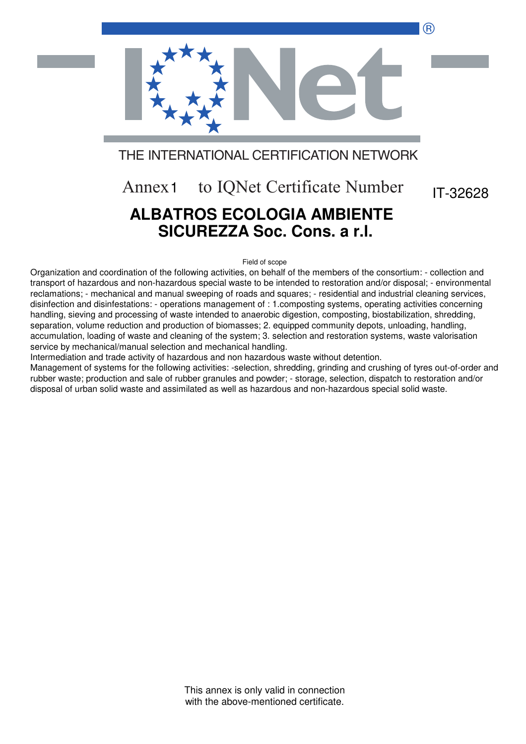THE INTERNATIONAL CERTIFICATION NETWORK

Annex 1 to IQNet Certificate Number IT-32628

# ALBATROS ECOLOGIA AMBIENTE SICUREZZA Soc. Cons. a r.l.

Field of scope

Organization and coordination of the following activities, on behalf of the members of the consortium: - collection and transport of hazardous and non-hazardous special waste to be intended to restoration and/or disposal; - environmental reclamations; - mechanical and manual sweeping of roads and squares; - residential and industrial cleaning services, disinfection and disinfestations: - operations management of : 1.composting systems, operating activities concerning handling, sieving and processing of waste intended to anaerobic digestion, composting, biostabilization, shredding, separation, volume reduction and production of biomasses; 2. equipped community depots, unloading, handling, accumulation, loading of waste and cleaning of the system; 3. selection and restoration systems, waste valorisation service by mechanical/manual selection and mechanical handling.
Intermediation and trade activity of hazardous and non hazardous waste without detention.
Management of systems for the following activities: -selection, shredding, grinding and crushing of tyres out-of-order and rubber waste; production and sale of rubber granules and powder; - storage, selection, dispatch to restoration and/or disposal of urban solid waste and assimilated as well as hazardous and non-hazardous special solid waste.

This annex is only valid in connection with the above-mentioned certificate.